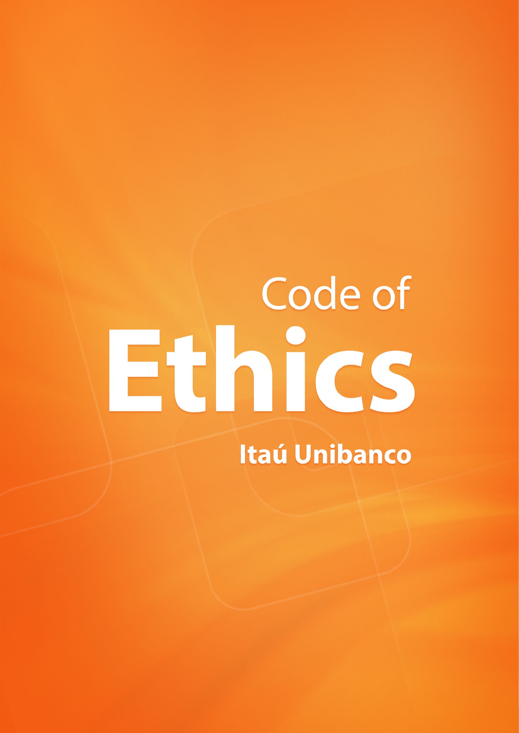# Code of Ethics

**Itaú Unibanco**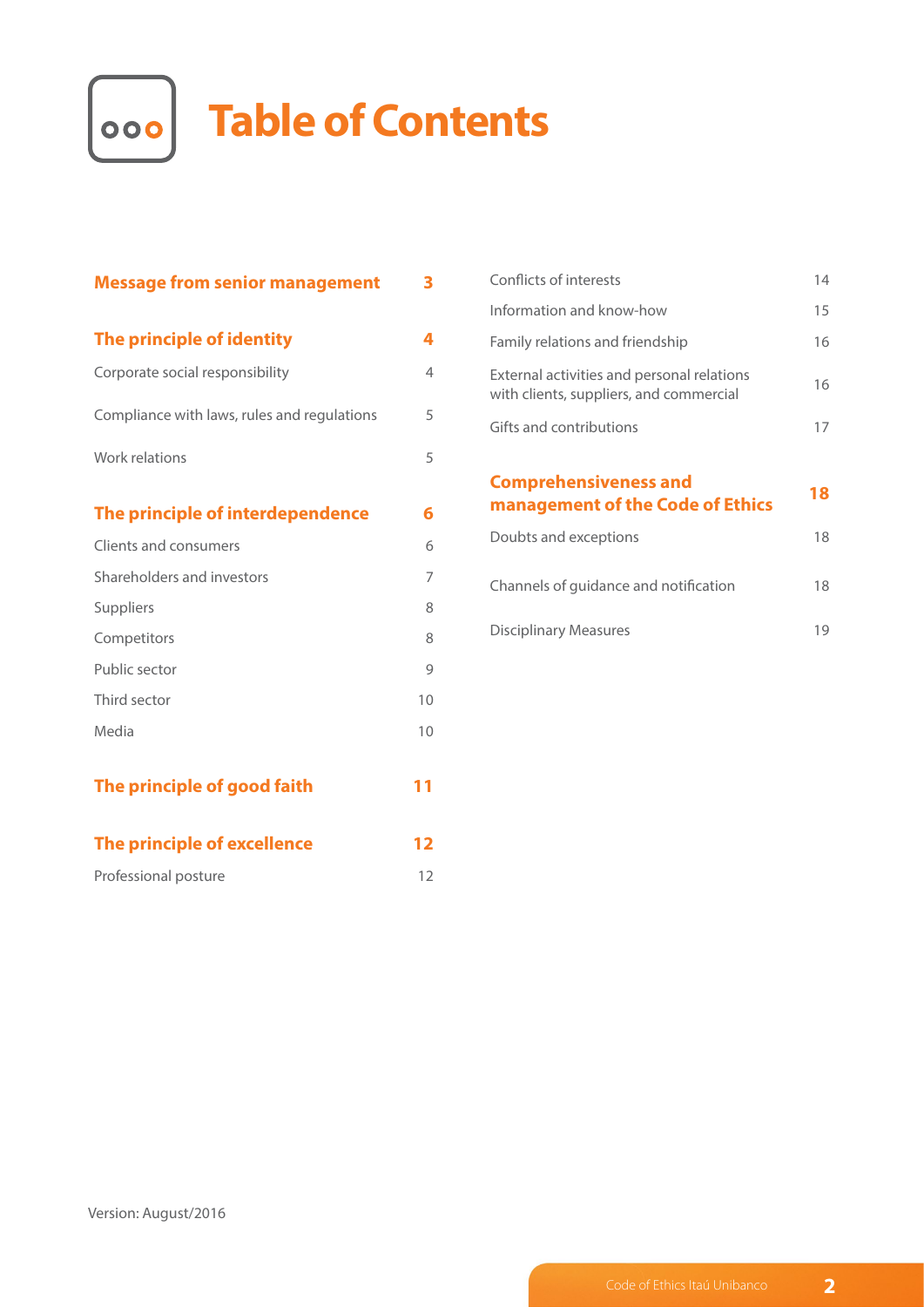# Table of Contents

| | |
|---|---|
| **Message from senior management** | **3** |
| **The principle of identity** | **4** |
| Corporate social responsibility | 4 |
| Compliance with laws, rules and regulations | 5 |
| Work relations | 5 |
| **The principle of interdependence** | **6** |
| Clients and consumers | 6 |
| Shareholders and investors | 7 |
| Suppliers | 8 |
| Competitors | 8 |
| Public sector | 9 |
| Third sector | 10 |
| Media | 10 |
| **The principle of good faith** | **11** |
| **The principle of excellence** | **12** |
| Professional posture | 12 |
| Conflicts of interests | 14 |
| Information and know-how | 15 |
| Family relations and friendship | 16 |
| External activities and personal relations with clients, suppliers, and commercial | 16 |
| Gifts and contributions | 17 |
| **Comprehensiveness and management of the Code of Ethics** | **18** |
| Doubts and exceptions | 18 |
| Channels of guidance and notification | 18 |
| Disciplinary Measures | 19 |

Version: August/2016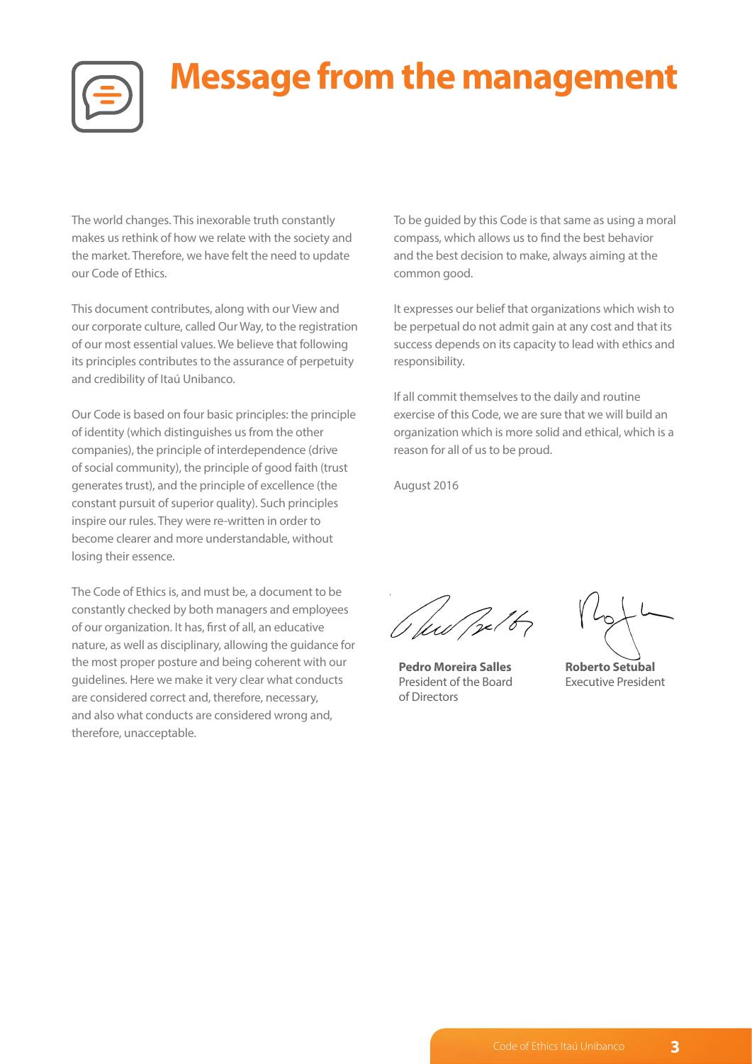# Message from the management

The world changes. This inexorable truth constantly makes us rethink of how we relate with the society and the market. Therefore, we have felt the need to update our Code of Ethics.

This document contributes, along with our View and our corporate culture, called Our Way, to the registration of our most essential values. We believe that following its principles contributes to the assurance of perpetuity and credibility of Itaú Unibanco.

Our Code is based on four basic principles: the principle of identity (which distinguishes us from the other companies), the principle of interdependence (drive of social community), the principle of good faith (trust generates trust), and the principle of excellence (the constant pursuit of superior quality). Such principles inspire our rules. They were re-written in order to become clearer and more understandable, without losing their essence.

The Code of Ethics is, and must be, a document to be constantly checked by both managers and employees of our organization. It has, first of all, an educative nature, as well as disciplinary, allowing the guidance for the most proper posture and being coherent with our guidelines. Here we make it very clear what conducts are considered correct and, therefore, necessary, and also what conducts are considered wrong and, therefore, unacceptable.

To be guided by this Code is that same as using a moral compass, which allows us to find the best behavior and the best decision to make, always aiming at the common good.

It expresses our belief that organizations which wish to be perpetual do not admit gain at any cost and that its success depends on its capacity to lead with ethics and responsibility.

If all commit themselves to the daily and routine exercise of this Code, we are sure that we will build an organization which is more solid and ethical, which is a reason for all of us to be proud.

August 2016

**Pedro Moreira Salles**
President of the Board of Directors

**Roberto Setubal**
Executive President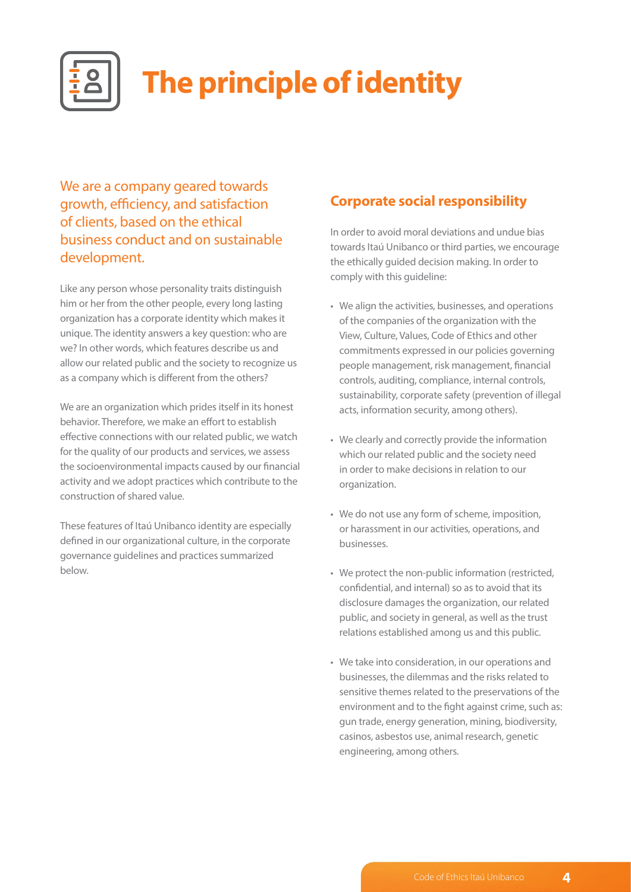# The principle of identity

We are a company geared towards growth, efficiency, and satisfaction of clients, based on the ethical business conduct and on sustainable development.

Like any person whose personality traits distinguish him or her from the other people, every long lasting organization has a corporate identity which makes it unique. The identity answers a key question: who are we? In other words, which features describe us and allow our related public and the society to recognize us as a company which is different from the others?

We are an organization which prides itself in its honest behavior. Therefore, we make an effort to establish effective connections with our related public, we watch for the quality of our products and services, we assess the socioenvironmental impacts caused by our financial activity and we adopt practices which contribute to the construction of shared value.

These features of Itaú Unibanco identity are especially defined in our organizational culture, in the corporate governance guidelines and practices summarized below.

## Corporate social responsibility

In order to avoid moral deviations and undue bias towards Itaú Unibanco or third parties, we encourage the ethically guided decision making. In order to comply with this guideline:

- We align the activities, businesses, and operations of the companies of the organization with the View, Culture, Values, Code of Ethics and other commitments expressed in our policies governing people management, risk management, financial controls, auditing, compliance, internal controls, sustainability, corporate safety (prevention of illegal acts, information security, among others).
- We clearly and correctly provide the information which our related public and the society need in order to make decisions in relation to our organization.
- We do not use any form of scheme, imposition, or harassment in our activities, operations, and businesses.
- We protect the non-public information (restricted, confidential, and internal) so as to avoid that its disclosure damages the organization, our related public, and society in general, as well as the trust relations established among us and this public.
- We take into consideration, in our operations and businesses, the dilemmas and the risks related to sensitive themes related to the preservations of the environment and to the fight against crime, such as: gun trade, energy generation, mining, biodiversity, casinos, asbestos use, animal research, genetic engineering, among others.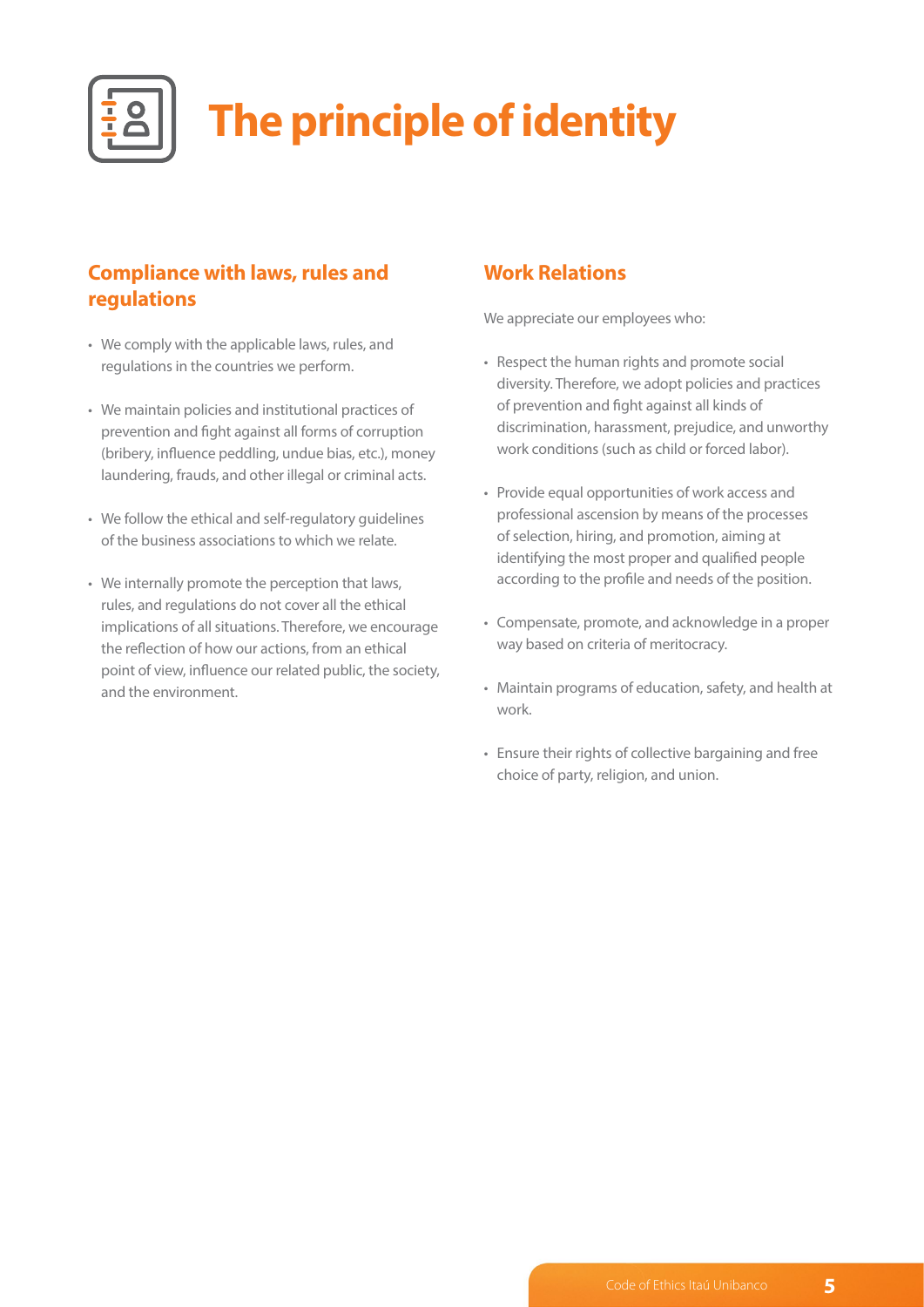# The principle of identity

## Compliance with laws, rules and regulations

- We comply with the applicable laws, rules, and regulations in the countries we perform.
- We maintain policies and institutional practices of prevention and fight against all forms of corruption (bribery, influence peddling, undue bias, etc.), money laundering, frauds, and other illegal or criminal acts.
- We follow the ethical and self-regulatory guidelines of the business associations to which we relate.
- We internally promote the perception that laws, rules, and regulations do not cover all the ethical implications of all situations. Therefore, we encourage the reflection of how our actions, from an ethical point of view, influence our related public, the society, and the environment.

## Work Relations

We appreciate our employees who:

- Respect the human rights and promote social diversity. Therefore, we adopt policies and practices of prevention and fight against all kinds of discrimination, harassment, prejudice, and unworthy work conditions (such as child or forced labor).
- Provide equal opportunities of work access and professional ascension by means of the processes of selection, hiring, and promotion, aiming at identifying the most proper and qualified people according to the profile and needs of the position.
- Compensate, promote, and acknowledge in a proper way based on criteria of meritocracy.
- Maintain programs of education, safety, and health at work.
- Ensure their rights of collective bargaining and free choice of party, religion, and union.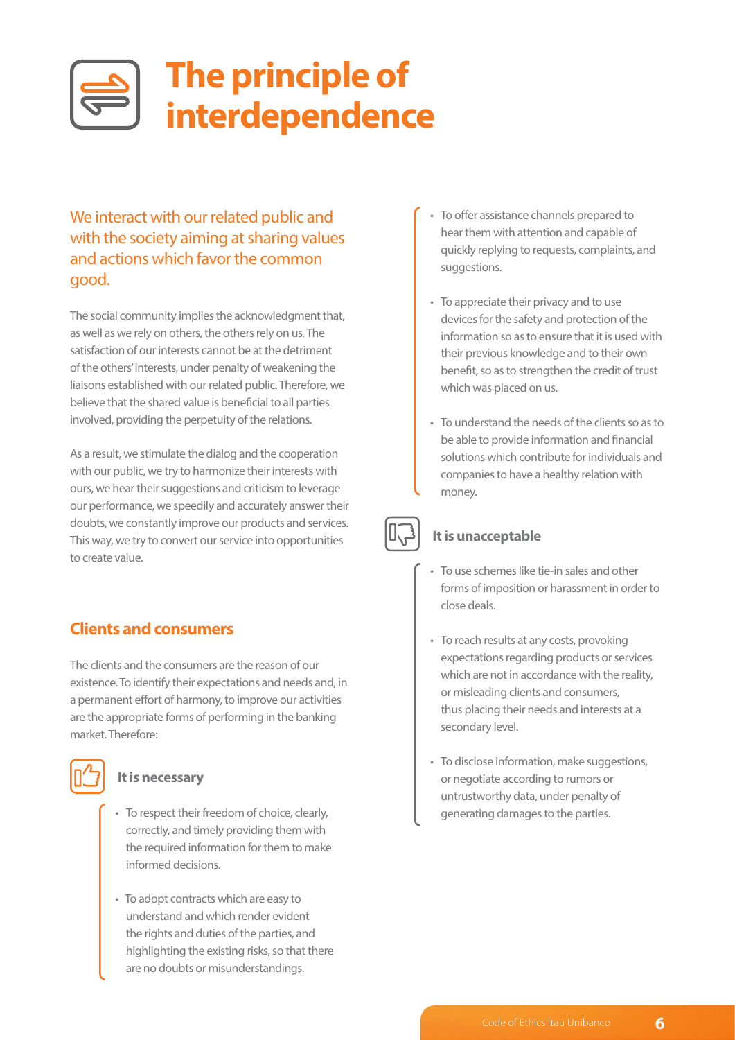# The principle of interdependence

We interact with our related public and with the society aiming at sharing values and actions which favor the common good.

The social community implies the acknowledgment that, as well as we rely on others, the others rely on us. The satisfaction of our interests cannot be at the detriment of the others' interests, under penalty of weakening the liaisons established with our related public. Therefore, we believe that the shared value is beneficial to all parties involved, providing the perpetuity of the relations.

As a result, we stimulate the dialog and the cooperation with our public, we try to harmonize their interests with ours, we hear their suggestions and criticism to leverage our performance, we speedily and accurately answer their doubts, we constantly improve our products and services. This way, we try to convert our service into opportunities to create value.

## Clients and consumers

The clients and the consumers are the reason of our existence. To identify their expectations and needs and, in a permanent effort of harmony, to improve our activities are the appropriate forms of performing in the banking market. Therefore:

### It is necessary

- To respect their freedom of choice, clearly, correctly, and timely providing them with the required information for them to make informed decisions.
- To adopt contracts which are easy to understand and which render evident the rights and duties of the parties, and highlighting the existing risks, so that there are no doubts or misunderstandings.
- To offer assistance channels prepared to hear them with attention and capable of quickly replying to requests, complaints, and suggestions.
- To appreciate their privacy and to use devices for the safety and protection of the information so as to ensure that it is used with their previous knowledge and to their own benefit, so as to strengthen the credit of trust which was placed on us.
- To understand the needs of the clients so as to be able to provide information and financial solutions which contribute for individuals and companies to have a healthy relation with money.

### It is unacceptable

- To use schemes like tie-in sales and other forms of imposition or harassment in order to close deals.
- To reach results at any costs, provoking expectations regarding products or services which are not in accordance with the reality, or misleading clients and consumers, thus placing their needs and interests at a secondary level.
- To disclose information, make suggestions, or negotiate according to rumors or untrustworthy data, under penalty of generating damages to the parties.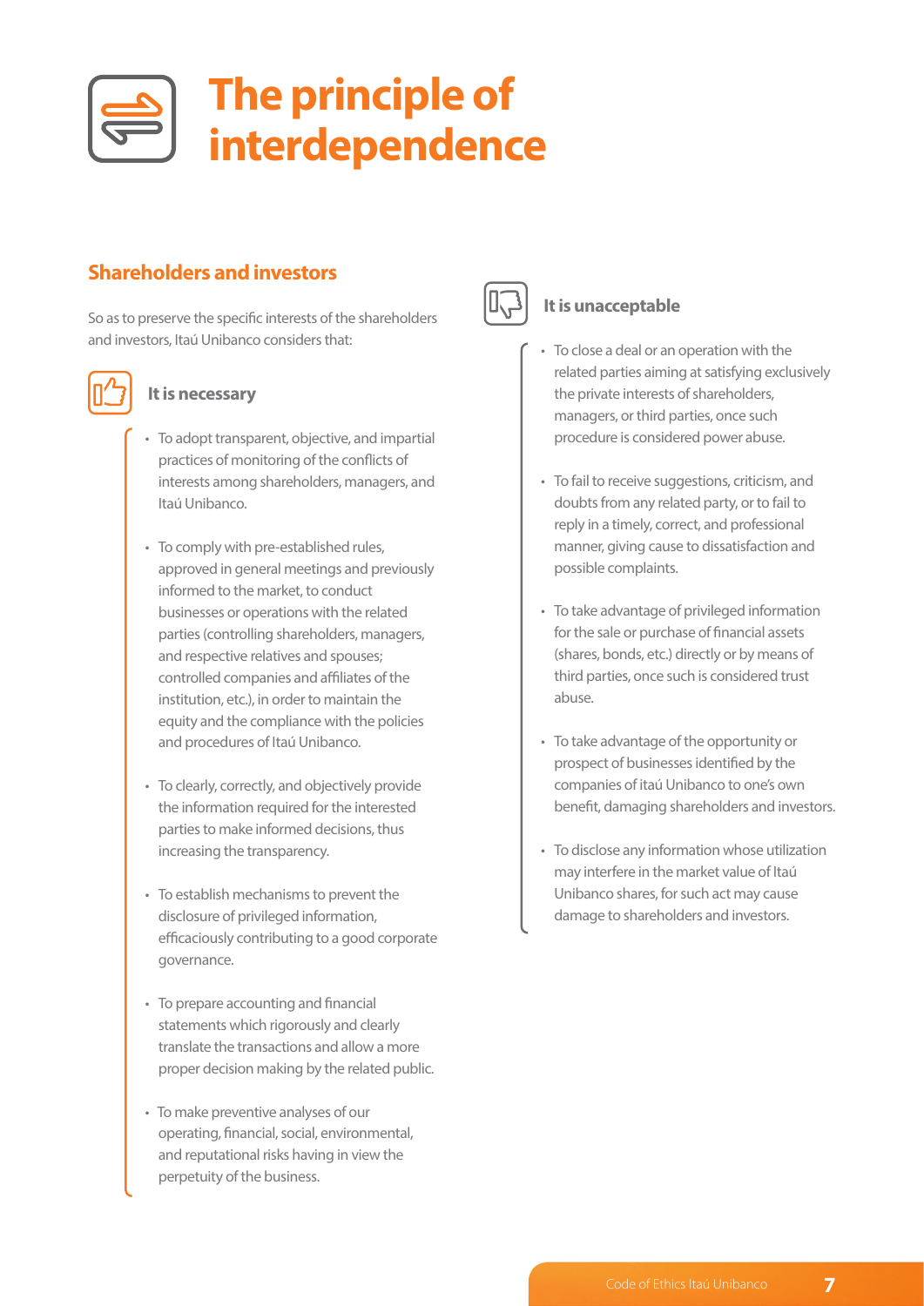# The principle of interdependence

## Shareholders and investors

So as to preserve the specific interests of the shareholders and investors, Itaú Unibanco considers that:

### It is necessary

- To adopt transparent, objective, and impartial practices of monitoring of the conflicts of interests among shareholders, managers, and Itaú Unibanco.
- To comply with pre-established rules, approved in general meetings and previously informed to the market, to conduct businesses or operations with the related parties (controlling shareholders, managers, and respective relatives and spouses; controlled companies and affiliates of the institution, etc.), in order to maintain the equity and the compliance with the policies and procedures of Itaú Unibanco.
- To clearly, correctly, and objectively provide the information required for the interested parties to make informed decisions, thus increasing the transparency.
- To establish mechanisms to prevent the disclosure of privileged information, efficaciously contributing to a good corporate governance.
- To prepare accounting and financial statements which rigorously and clearly translate the transactions and allow a more proper decision making by the related public.
- To make preventive analyses of our operating, financial, social, environmental, and reputational risks having in view the perpetuity of the business.

### It is unacceptable

- To close a deal or an operation with the related parties aiming at satisfying exclusively the private interests of shareholders, managers, or third parties, once such procedure is considered power abuse.
- To fail to receive suggestions, criticism, and doubts from any related party, or to fail to reply in a timely, correct, and professional manner, giving cause to dissatisfaction and possible complaints.
- To take advantage of privileged information for the sale or purchase of financial assets (shares, bonds, etc.) directly or by means of third parties, once such is considered trust abuse.
- To take advantage of the opportunity or prospect of businesses identified by the companies of itaú Unibanco to one's own benefit, damaging shareholders and investors.
- To disclose any information whose utilization may interfere in the market value of Itaú Unibanco shares, for such act may cause damage to shareholders and investors.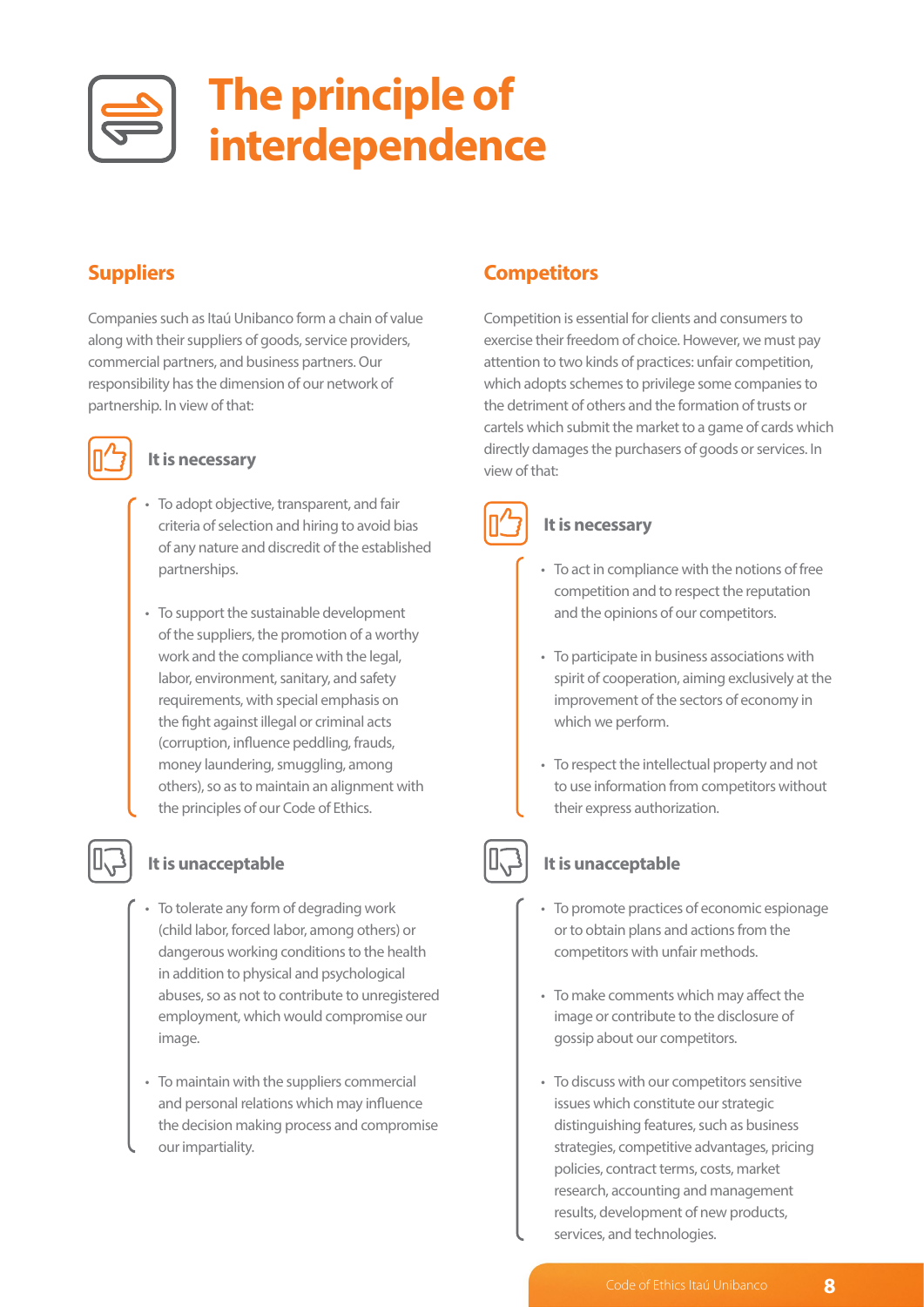# The principle of interdependence

## Suppliers

Companies such as Itaú Unibanco form a chain of value along with their suppliers of goods, service providers, commercial partners, and business partners. Our responsibility has the dimension of our network of partnership. In view of that:

### It is necessary

- To adopt objective, transparent, and fair criteria of selection and hiring to avoid bias of any nature and discredit of the established partnerships.
- To support the sustainable development of the suppliers, the promotion of a worthy work and the compliance with the legal, labor, environment, sanitary, and safety requirements, with special emphasis on the fight against illegal or criminal acts (corruption, influence peddling, frauds, money laundering, smuggling, among others), so as to maintain an alignment with the principles of our Code of Ethics.

### It is unacceptable

- To tolerate any form of degrading work (child labor, forced labor, among others) or dangerous working conditions to the health in addition to physical and psychological abuses, so as not to contribute to unregistered employment, which would compromise our image.
- To maintain with the suppliers commercial and personal relations which may influence the decision making process and compromise our impartiality.

## Competitors

Competition is essential for clients and consumers to exercise their freedom of choice. However, we must pay attention to two kinds of practices: unfair competition, which adopts schemes to privilege some companies to the detriment of others and the formation of trusts or cartels which submit the market to a game of cards which directly damages the purchasers of goods or services. In view of that:

### It is necessary

- To act in compliance with the notions of free competition and to respect the reputation and the opinions of our competitors.
- To participate in business associations with spirit of cooperation, aiming exclusively at the improvement of the sectors of economy in which we perform.
- To respect the intellectual property and not to use information from competitors without their express authorization.

### It is unacceptable

- To promote practices of economic espionage or to obtain plans and actions from the competitors with unfair methods.
- To make comments which may affect the image or contribute to the disclosure of gossip about our competitors.
- To discuss with our competitors sensitive issues which constitute our strategic distinguishing features, such as business strategies, competitive advantages, pricing policies, contract terms, costs, market research, accounting and management results, development of new products, services, and technologies.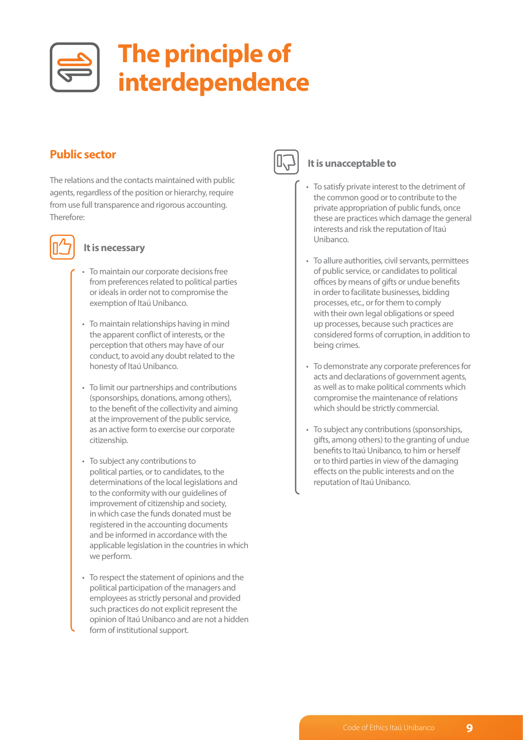# The principle of interdependence

## Public sector

The relations and the contacts maintained with public agents, regardless of the position or hierarchy, require from use full transparence and rigorous accounting. Therefore:

### It is necessary

- To maintain our corporate decisions free from preferences related to political parties or ideals in order not to compromise the exemption of Itaú Unibanco.
- To maintain relationships having in mind the apparent conflict of interests, or the perception that others may have of our conduct, to avoid any doubt related to the honesty of Itaú Unibanco.
- To limit our partnerships and contributions (sponsorships, donations, among others), to the benefit of the collectivity and aiming at the improvement of the public service, as an active form to exercise our corporate citizenship.
- To subject any contributions to political parties, or to candidates, to the determinations of the local legislations and to the conformity with our guidelines of improvement of citizenship and society, in which case the funds donated must be registered in the accounting documents and be informed in accordance with the applicable legislation in the countries in which we perform.
- To respect the statement of opinions and the political participation of the managers and employees as strictly personal and provided such practices do not explicit represent the opinion of Itaú Unibanco and are not a hidden form of institutional support.

### It is unacceptable to

- To satisfy private interest to the detriment of the common good or to contribute to the private appropriation of public funds, once these are practices which damage the general interests and risk the reputation of Itaú Unibanco.
- To allure authorities, civil servants, permittees of public service, or candidates to political offices by means of gifts or undue benefits in order to facilitate businesses, bidding processes, etc., or for them to comply with their own legal obligations or speed up processes, because such practices are considered forms of corruption, in addition to being crimes.
- To demonstrate any corporate preferences for acts and declarations of government agents, as well as to make political comments which compromise the maintenance of relations which should be strictly commercial.
- To subject any contributions (sponsorships, gifts, among others) to the granting of undue benefits to Itaú Unibanco, to him or herself or to third parties in view of the damaging effects on the public interests and on the reputation of Itaú Unibanco.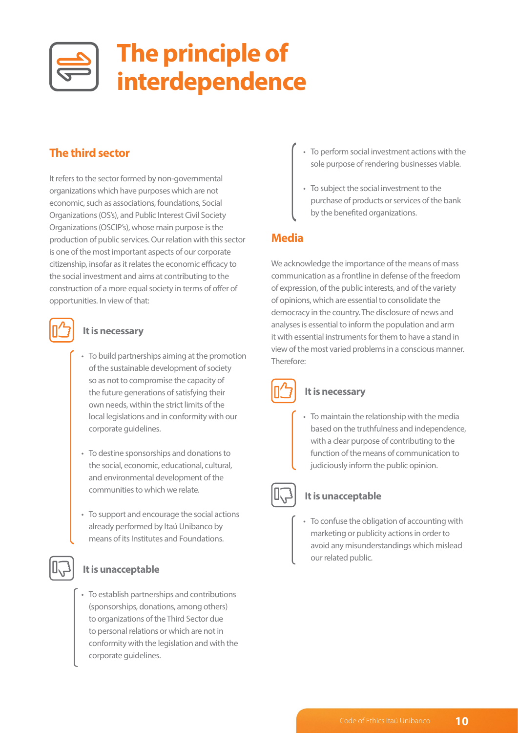# The principle of interdependence

## The third sector

It refers to the sector formed by non-governmental organizations which have purposes which are not economic, such as associations, foundations, Social Organizations (OS's), and Public Interest Civil Society Organizations (OSCIP's), whose main purpose is the production of public services. Our relation with this sector is one of the most important aspects of our corporate citizenship, insofar as it relates the economic efficacy to the social investment and aims at contributing to the construction of a more equal society in terms of offer of opportunities. In view of that:

### It is necessary

- To build partnerships aiming at the promotion of the sustainable development of society so as not to compromise the capacity of the future generations of satisfying their own needs, within the strict limits of the local legislations and in conformity with our corporate guidelines.
- To destine sponsorships and donations to the social, economic, educational, cultural, and environmental development of the communities to which we relate.
- To support and encourage the social actions already performed by Itaú Unibanco by means of its Institutes and Foundations.

### It is unacceptable

- To establish partnerships and contributions (sponsorships, donations, among others) to organizations of the Third Sector due to personal relations or which are not in conformity with the legislation and with the corporate guidelines.
- To perform social investment actions with the sole purpose of rendering businesses viable.
- To subject the social investment to the purchase of products or services of the bank by the benefited organizations.

## Media

We acknowledge the importance of the means of mass communication as a frontline in defense of the freedom of expression, of the public interests, and of the variety of opinions, which are essential to consolidate the democracy in the country. The disclosure of news and analyses is essential to inform the population and arm it with essential instruments for them to have a stand in view of the most varied problems in a conscious manner. Therefore:

### It is necessary

- To maintain the relationship with the media based on the truthfulness and independence, with a clear purpose of contributing to the function of the means of communication to judiciously inform the public opinion.

### It is unacceptable

- To confuse the obligation of accounting with marketing or publicity actions in order to avoid any misunderstandings which mislead our related public.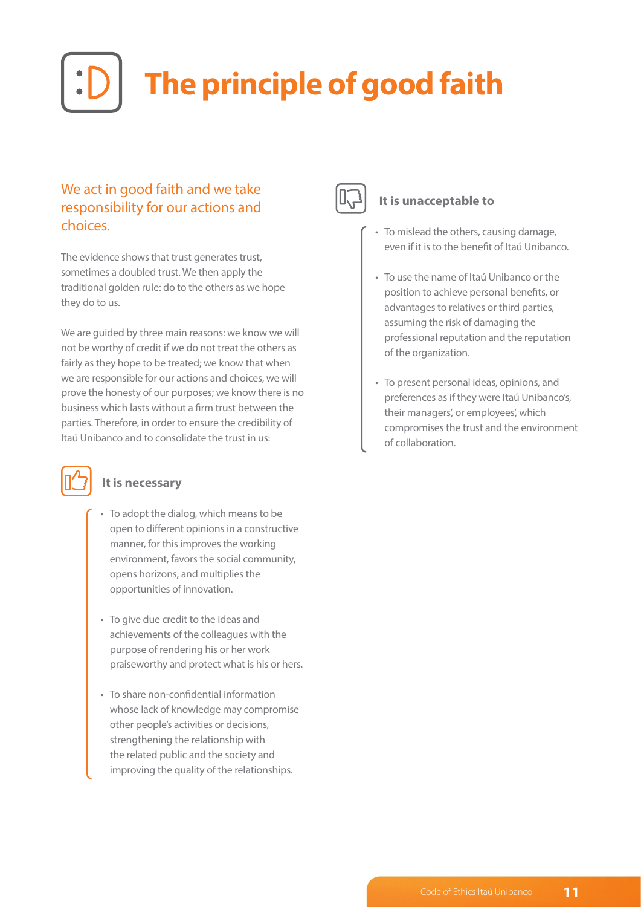# The principle of good faith

## We act in good faith and we take responsibility for our actions and choices.

The evidence shows that trust generates trust, sometimes a doubled trust. We then apply the traditional golden rule: do to the others as we hope they do to us.

We are guided by three main reasons: we know we will not be worthy of credit if we do not treat the others as fairly as they hope to be treated; we know that when we are responsible for our actions and choices, we will prove the honesty of our purposes; we know there is no business which lasts without a firm trust between the parties. Therefore, in order to ensure the credibility of Itaú Unibanco and to consolidate the trust in us:

### It is necessary

- To adopt the dialog, which means to be open to different opinions in a constructive manner, for this improves the working environment, favors the social community, opens horizons, and multiplies the opportunities of innovation.
- To give due credit to the ideas and achievements of the colleagues with the purpose of rendering his or her work praiseworthy and protect what is his or hers.
- To share non-confidential information whose lack of knowledge may compromise other people's activities or decisions, strengthening the relationship with the related public and the society and improving the quality of the relationships.

### It is unacceptable to

- To mislead the others, causing damage, even if it is to the benefit of Itaú Unibanco.
- To use the name of Itaú Unibanco or the position to achieve personal benefits, or advantages to relatives or third parties, assuming the risk of damaging the professional reputation and the reputation of the organization.
- To present personal ideas, opinions, and preferences as if they were Itaú Unibanco's, their managers', or employees', which compromises the trust and the environment of collaboration.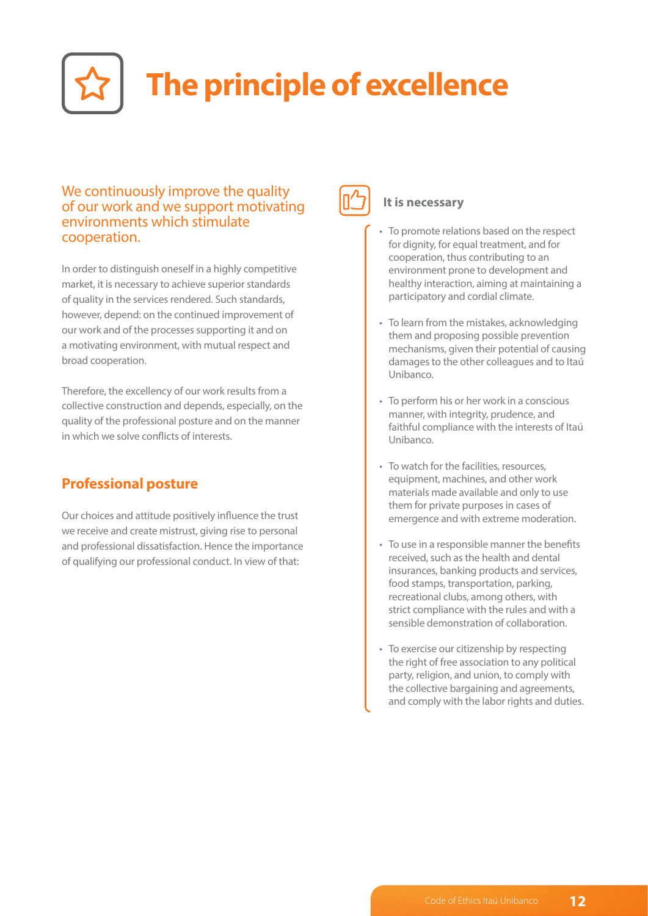# The principle of excellence

We continuously improve the quality of our work and we support motivating environments which stimulate cooperation.

In order to distinguish oneself in a highly competitive market, it is necessary to achieve superior standards of quality in the services rendered. Such standards, however, depend: on the continued improvement of our work and of the processes supporting it and on a motivating environment, with mutual respect and broad cooperation.

Therefore, the excellency of our work results from a collective construction and depends, especially, on the quality of the professional posture and on the manner in which we solve conflicts of interests.

## Professional posture

Our choices and attitude positively influence the trust we receive and create mistrust, giving rise to personal and professional dissatisfaction. Hence the importance of qualifying our professional conduct. In view of that:

### It is necessary

- To promote relations based on the respect for dignity, for equal treatment, and for cooperation, thus contributing to an environment prone to development and healthy interaction, aiming at maintaining a participatory and cordial climate.
- To learn from the mistakes, acknowledging them and proposing possible prevention mechanisms, given their potential of causing damages to the other colleagues and to Itaú Unibanco.
- To perform his or her work in a conscious manner, with integrity, prudence, and faithful compliance with the interests of Itaú Unibanco.
- To watch for the facilities, resources, equipment, machines, and other work materials made available and only to use them for private purposes in cases of emergence and with extreme moderation.
- To use in a responsible manner the benefits received, such as the health and dental insurances, banking products and services, food stamps, transportation, parking, recreational clubs, among others, with strict compliance with the rules and with a sensible demonstration of collaboration.
- To exercise our citizenship by respecting the right of free association to any political party, religion, and union, to comply with the collective bargaining and agreements, and comply with the labor rights and duties.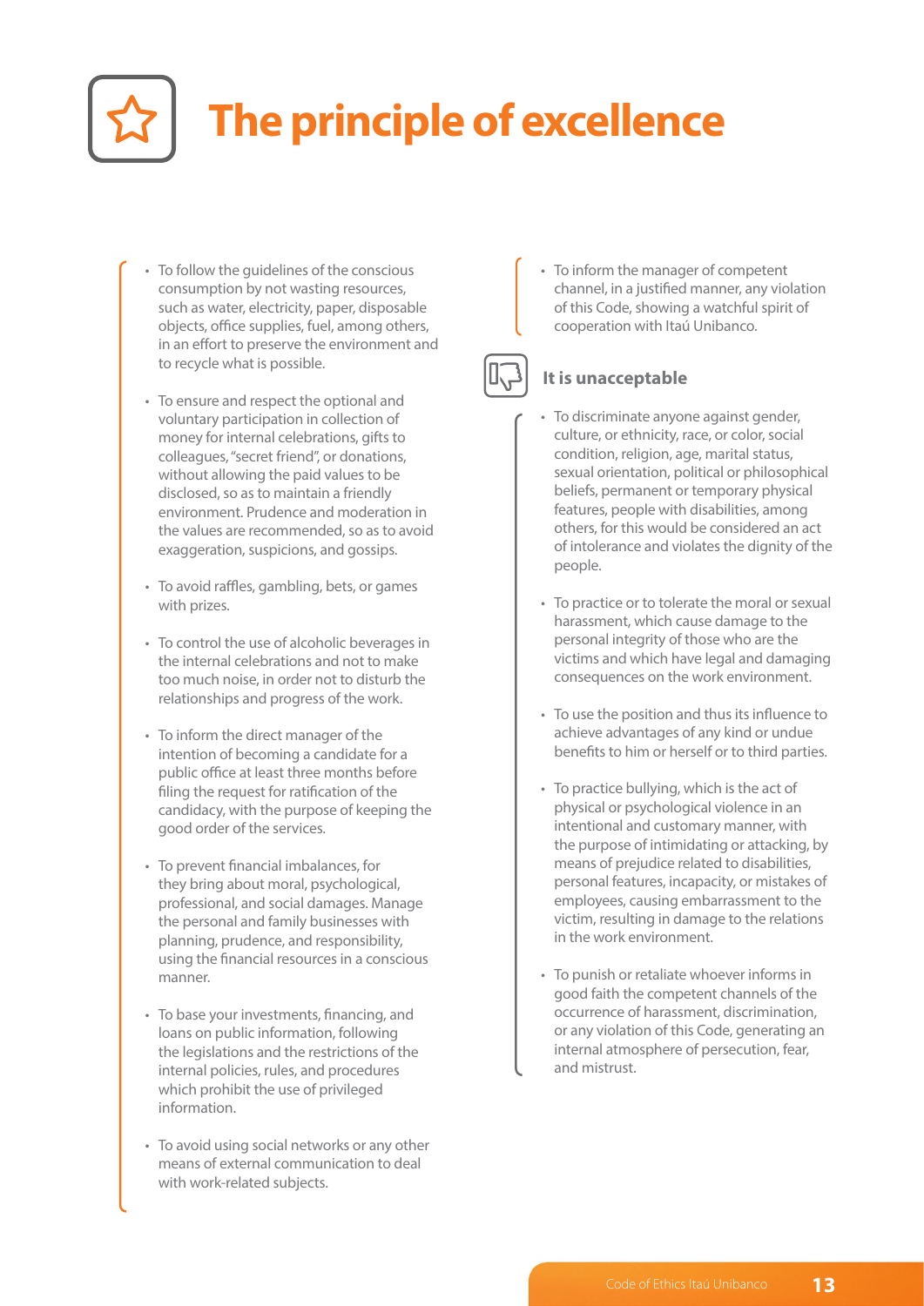# The principle of excellence

- To follow the guidelines of the conscious consumption by not wasting resources, such as water, electricity, paper, disposable objects, office supplies, fuel, among others, in an effort to preserve the environment and to recycle what is possible.
- To ensure and respect the optional and voluntary participation in collection of money for internal celebrations, gifts to colleagues, "secret friend", or donations, without allowing the paid values to be disclosed, so as to maintain a friendly environment. Prudence and moderation in the values are recommended, so as to avoid exaggeration, suspicions, and gossips.
- To avoid raffles, gambling, bets, or games with prizes.
- To control the use of alcoholic beverages in the internal celebrations and not to make too much noise, in order not to disturb the relationships and progress of the work.
- To inform the direct manager of the intention of becoming a candidate for a public office at least three months before filing the request for ratification of the candidacy, with the purpose of keeping the good order of the services.
- To prevent financial imbalances, for they bring about moral, psychological, professional, and social damages. Manage the personal and family businesses with planning, prudence, and responsibility, using the financial resources in a conscious manner.
- To base your investments, financing, and loans on public information, following the legislations and the restrictions of the internal policies, rules, and procedures which prohibit the use of privileged information.
- To avoid using social networks or any other means of external communication to deal with work-related subjects.
- To inform the manager of competent channel, in a justified manner, any violation of this Code, showing a watchful spirit of cooperation with Itaú Unibanco.

### It is unacceptable

- To discriminate anyone against gender, culture, or ethnicity, race, or color, social condition, religion, age, marital status, sexual orientation, political or philosophical beliefs, permanent or temporary physical features, people with disabilities, among others, for this would be considered an act of intolerance and violates the dignity of the people.
- To practice or to tolerate the moral or sexual harassment, which cause damage to the personal integrity of those who are the victims and which have legal and damaging consequences on the work environment.
- To use the position and thus its influence to achieve advantages of any kind or undue benefits to him or herself or to third parties.
- To practice bullying, which is the act of physical or psychological violence in an intentional and customary manner, with the purpose of intimidating or attacking, by means of prejudice related to disabilities, personal features, incapacity, or mistakes of employees, causing embarrassment to the victim, resulting in damage to the relations in the work environment.
- To punish or retaliate whoever informs in good faith the competent channels of the occurrence of harassment, discrimination, or any violation of this Code, generating an internal atmosphere of persecution, fear, and mistrust.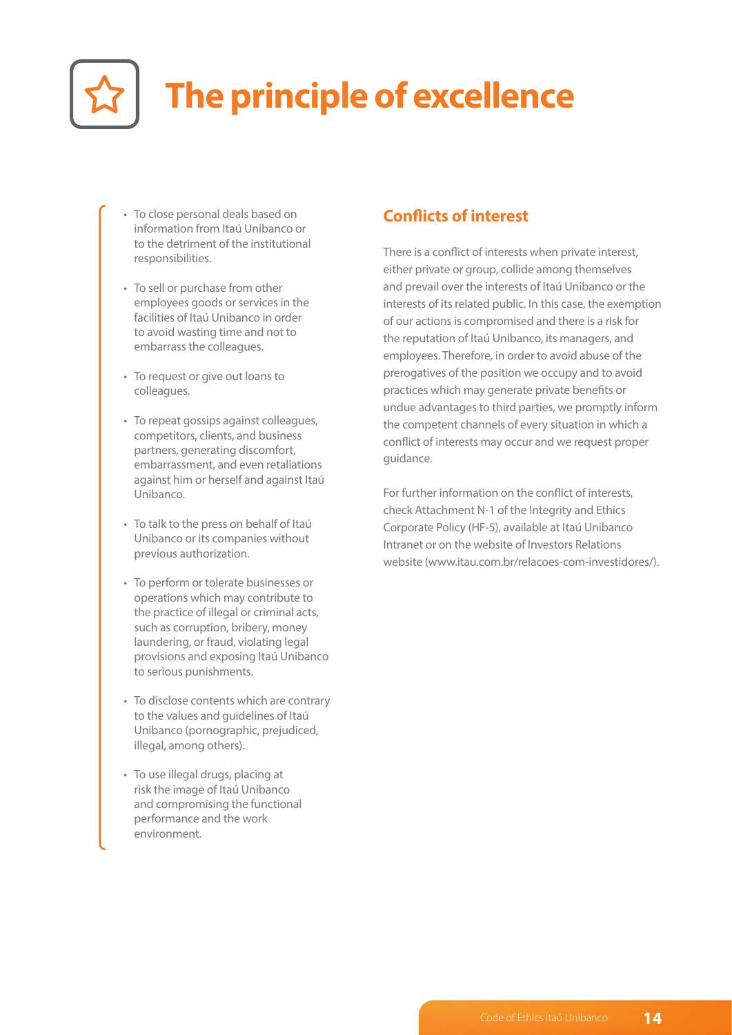# The principle of excellence

- To close personal deals based on information from Itaú Unibanco or to the detriment of the institutional responsibilities.
- To sell or purchase from other employees goods or services in the facilities of Itaú Unibanco in order to avoid wasting time and not to embarrass the colleagues.
- To request or give out loans to colleagues.
- To repeat gossips against colleagues, competitors, clients, and business partners, generating discomfort, embarrassment, and even retaliations against him or herself and against Itaú Unibanco.
- To talk to the press on behalf of Itaú Unibanco or its companies without previous authorization.
- To perform or tolerate businesses or operations which may contribute to the practice of illegal or criminal acts, such as corruption, bribery, money laundering, or fraud, violating legal provisions and exposing Itaú Unibanco to serious punishments.
- To disclose contents which are contrary to the values and guidelines of Itaú Unibanco (pornographic, prejudiced, illegal, among others).
- To use illegal drugs, placing at risk the image of Itaú Unibanco and compromising the functional performance and the work environment.

## Conflicts of interest

There is a conflict of interests when private interest, either private or group, collide among themselves and prevail over the interests of Itaú Unibanco or the interests of its related public. In this case, the exemption of our actions is compromised and there is a risk for the reputation of Itaú Unibanco, its managers, and employees. Therefore, in order to avoid abuse of the prerogatives of the position we occupy and to avoid practices which may generate private benefits or undue advantages to third parties, we promptly inform the competent channels of every situation in which a conflict of interests may occur and we request proper guidance.

For further information on the conflict of interests, check Attachment N-1 of the Integrity and Ethics Corporate Policy (HF-5), available at Itaú Unibanco Intranet or on the website of Investors Relations website (www.itau.com.br/relacoes-com-investidores/).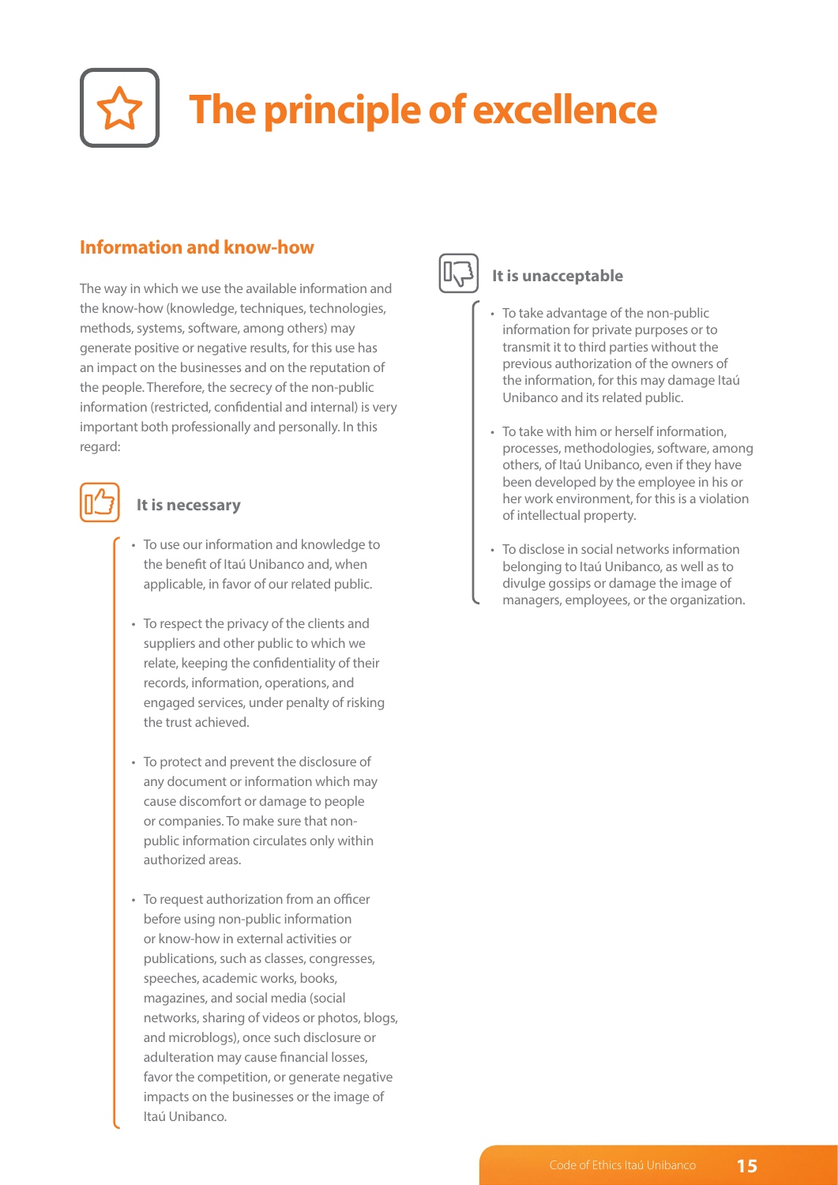# The principle of excellence

## Information and know-how

The way in which we use the available information and the know-how (knowledge, techniques, technologies, methods, systems, software, among others) may generate positive or negative results, for this use has an impact on the businesses and on the reputation of the people. Therefore, the secrecy of the non-public information (restricted, confidential and internal) is very important both professionally and personally. In this regard:

### It is necessary

- To use our information and knowledge to the benefit of Itaú Unibanco and, when applicable, in favor of our related public.
- To respect the privacy of the clients and suppliers and other public to which we relate, keeping the confidentiality of their records, information, operations, and engaged services, under penalty of risking the trust achieved.
- To protect and prevent the disclosure of any document or information which may cause discomfort or damage to people or companies. To make sure that non-public information circulates only within authorized areas.
- To request authorization from an officer before using non-public information or know-how in external activities or publications, such as classes, congresses, speeches, academic works, books, magazines, and social media (social networks, sharing of videos or photos, blogs, and microblogs), once such disclosure or adulteration may cause financial losses, favor the competition, or generate negative impacts on the businesses or the image of Itaú Unibanco.

### It is unacceptable

- To take advantage of the non-public information for private purposes or to transmit it to third parties without the previous authorization of the owners of the information, for this may damage Itaú Unibanco and its related public.
- To take with him or herself information, processes, methodologies, software, among others, of Itaú Unibanco, even if they have been developed by the employee in his or her work environment, for this is a violation of intellectual property.
- To disclose in social networks information belonging to Itaú Unibanco, as well as to divulge gossips or damage the image of managers, employees, or the organization.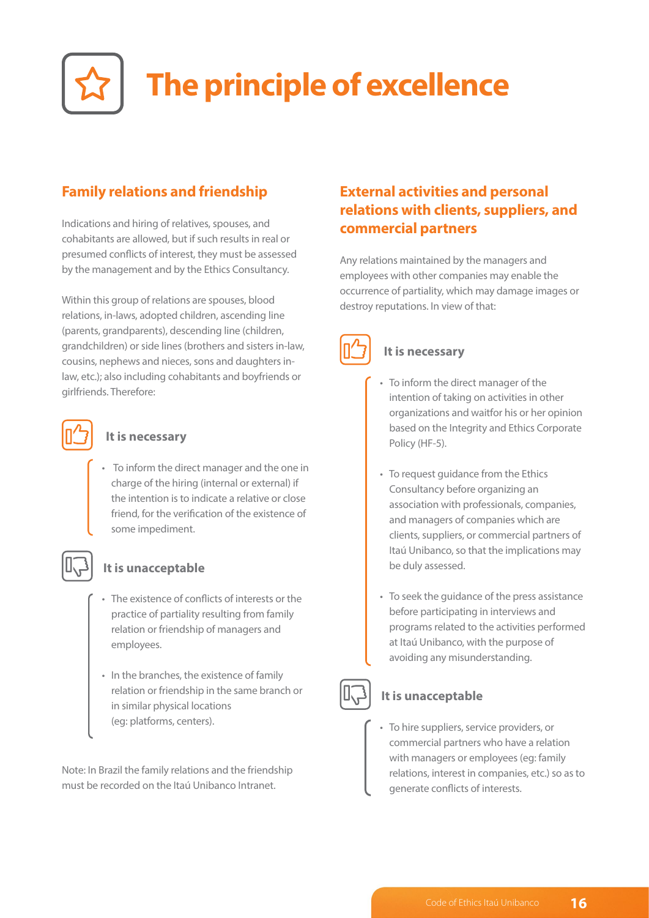# The principle of excellence

## Family relations and friendship

Indications and hiring of relatives, spouses, and cohabitants are allowed, but if such results in real or presumed conflicts of interest, they must be assessed by the management and by the Ethics Consultancy.

Within this group of relations are spouses, blood relations, in-laws, adopted children, ascending line (parents, grandparents), descending line (children, grandchildren) or side lines (brothers and sisters in-law, cousins, nephews and nieces, sons and daughters in-law, etc.); also including cohabitants and boyfriends or girlfriends. Therefore:

### It is necessary

- To inform the direct manager and the one in charge of the hiring (internal or external) if the intention is to indicate a relative or close friend, for the verification of the existence of some impediment.

### It is unacceptable

- The existence of conflicts of interests or the practice of partiality resulting from family relation or friendship of managers and employees.
- In the branches, the existence of family relation or friendship in the same branch or in similar physical locations (eg: platforms, centers).

Note: In Brazil the family relations and the friendship must be recorded on the Itaú Unibanco Intranet.

## External activities and personal relations with clients, suppliers, and commercial partners

Any relations maintained by the managers and employees with other companies may enable the occurrence of partiality, which may damage images or destroy reputations. In view of that:

### It is necessary

- To inform the direct manager of the intention of taking on activities in other organizations and waitfor his or her opinion based on the Integrity and Ethics Corporate Policy (HF-5).
- To request guidance from the Ethics Consultancy before organizing an association with professionals, companies, and managers of companies which are clients, suppliers, or commercial partners of Itaú Unibanco, so that the implications may be duly assessed.
- To seek the guidance of the press assistance before participating in interviews and programs related to the activities performed at Itaú Unibanco, with the purpose of avoiding any misunderstanding.

### It is unacceptable

- To hire suppliers, service providers, or commercial partners who have a relation with managers or employees (eg: family relations, interest in companies, etc.) so as to generate conflicts of interests.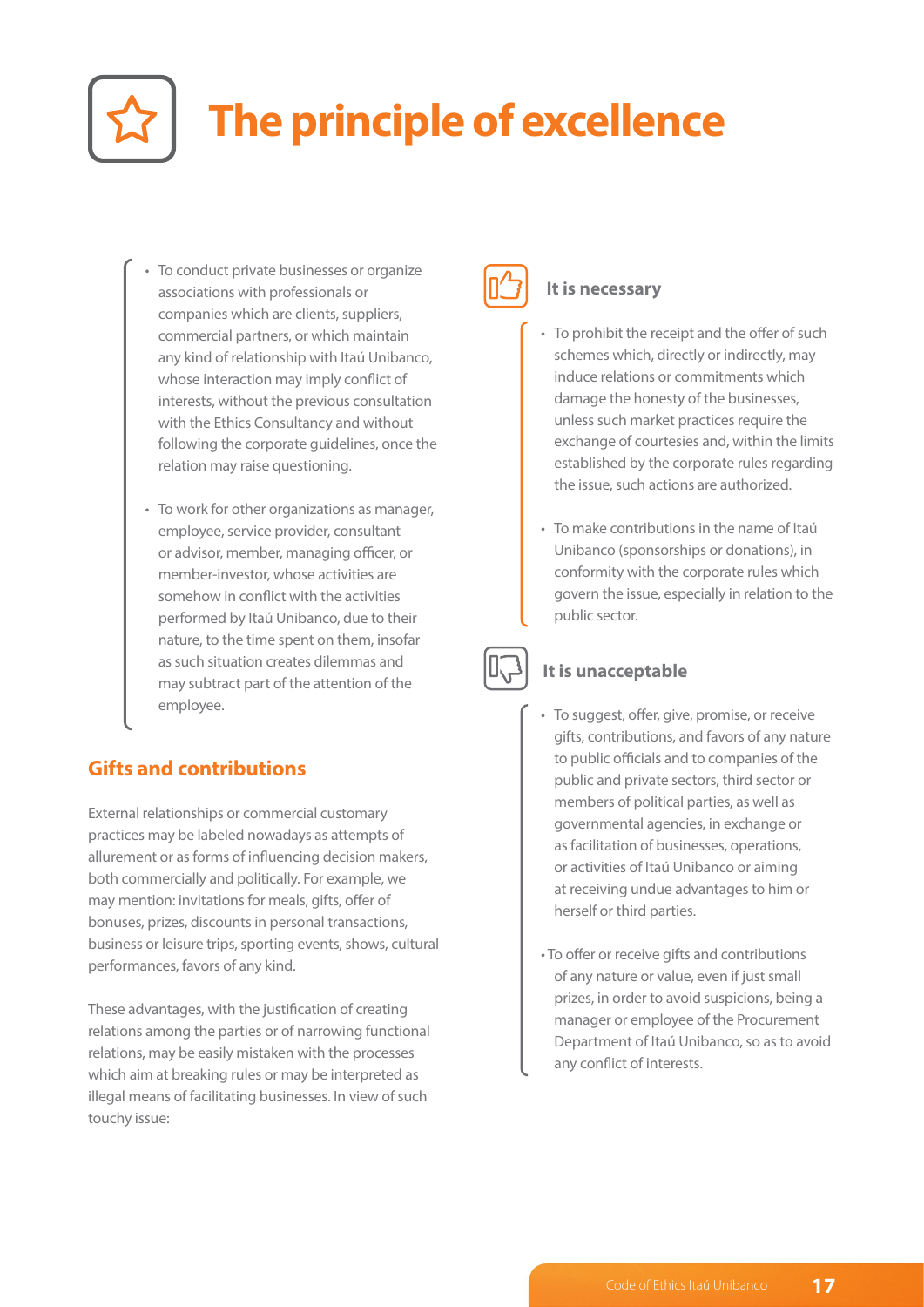# The principle of excellence

- To conduct private businesses or organize associations with professionals or companies which are clients, suppliers, commercial partners, or which maintain any kind of relationship with Itaú Unibanco, whose interaction may imply conflict of interests, without the previous consultation with the Ethics Consultancy and without following the corporate guidelines, once the relation may raise questioning.
- To work for other organizations as manager, employee, service provider, consultant or advisor, member, managing officer, or member-investor, whose activities are somehow in conflict with the activities performed by Itaú Unibanco, due to their nature, to the time spent on them, insofar as such situation creates dilemmas and may subtract part of the attention of the employee.

## Gifts and contributions

External relationships or commercial customary practices may be labeled nowadays as attempts of allurement or as forms of influencing decision makers, both commercially and politically. For example, we may mention: invitations for meals, gifts, offer of bonuses, prizes, discounts in personal transactions, business or leisure trips, sporting events, shows, cultural performances, favors of any kind.

These advantages, with the justification of creating relations among the parties or of narrowing functional relations, may be easily mistaken with the processes which aim at breaking rules or may be interpreted as illegal means of facilitating businesses. In view of such touchy issue:

### It is necessary

- To prohibit the receipt and the offer of such schemes which, directly or indirectly, may induce relations or commitments which damage the honesty of the businesses, unless such market practices require the exchange of courtesies and, within the limits established by the corporate rules regarding the issue, such actions are authorized.
- To make contributions in the name of Itaú Unibanco (sponsorships or donations), in conformity with the corporate rules which govern the issue, especially in relation to the public sector.

### It is unacceptable

- To suggest, offer, give, promise, or receive gifts, contributions, and favors of any nature to public officials and to companies of the public and private sectors, third sector or members of political parties, as well as governmental agencies, in exchange or as facilitation of businesses, operations, or activities of Itaú Unibanco or aiming at receiving undue advantages to him or herself or third parties.
- To offer or receive gifts and contributions of any nature or value, even if just small prizes, in order to avoid suspicions, being a manager or employee of the Procurement Department of Itaú Unibanco, so as to avoid any conflict of interests.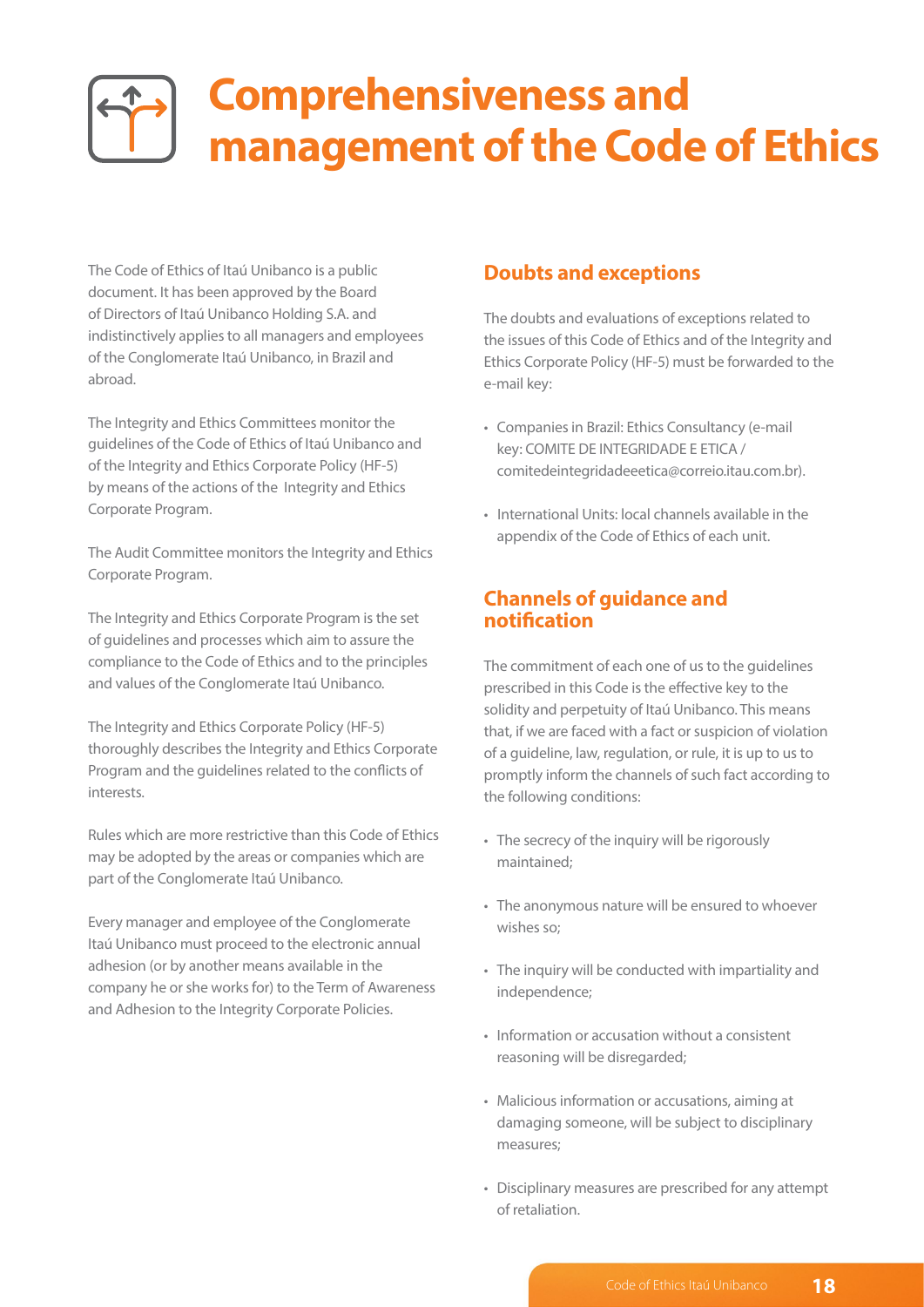# Comprehensiveness and management of the Code of Ethics

The Code of Ethics of Itaú Unibanco is a public document. It has been approved by the Board of Directors of Itaú Unibanco Holding S.A. and indistinctively applies to all managers and employees of the Conglomerate Itaú Unibanco, in Brazil and abroad.

The Integrity and Ethics Committees monitor the guidelines of the Code of Ethics of Itaú Unibanco and of the Integrity and Ethics Corporate Policy (HF-5) by means of the actions of the Integrity and Ethics Corporate Program.

The Audit Committee monitors the Integrity and Ethics Corporate Program.

The Integrity and Ethics Corporate Program is the set of guidelines and processes which aim to assure the compliance to the Code of Ethics and to the principles and values of the Conglomerate Itaú Unibanco.

The Integrity and Ethics Corporate Policy (HF-5) thoroughly describes the Integrity and Ethics Corporate Program and the guidelines related to the conflicts of interests.

Rules which are more restrictive than this Code of Ethics may be adopted by the areas or companies which are part of the Conglomerate Itaú Unibanco.

Every manager and employee of the Conglomerate Itaú Unibanco must proceed to the electronic annual adhesion (or by another means available in the company he or she works for) to the Term of Awareness and Adhesion to the Integrity Corporate Policies.

## Doubts and exceptions

The doubts and evaluations of exceptions related to the issues of this Code of Ethics and of the Integrity and Ethics Corporate Policy (HF-5) must be forwarded to the e-mail key:

- Companies in Brazil: Ethics Consultancy (e-mail key: COMITE DE INTEGRIDADE E ETICA / comitedeintegridadeeetica@correio.itau.com.br).
- International Units: local channels available in the appendix of the Code of Ethics of each unit.

## Channels of guidance and notification

The commitment of each one of us to the guidelines prescribed in this Code is the effective key to the solidity and perpetuity of Itaú Unibanco. This means that, if we are faced with a fact or suspicion of violation of a guideline, law, regulation, or rule, it is up to us to promptly inform the channels of such fact according to the following conditions:

- The secrecy of the inquiry will be rigorously maintained;
- The anonymous nature will be ensured to whoever wishes so;
- The inquiry will be conducted with impartiality and independence;
- Information or accusation without a consistent reasoning will be disregarded;
- Malicious information or accusations, aiming at damaging someone, will be subject to disciplinary measures;
- Disciplinary measures are prescribed for any attempt of retaliation.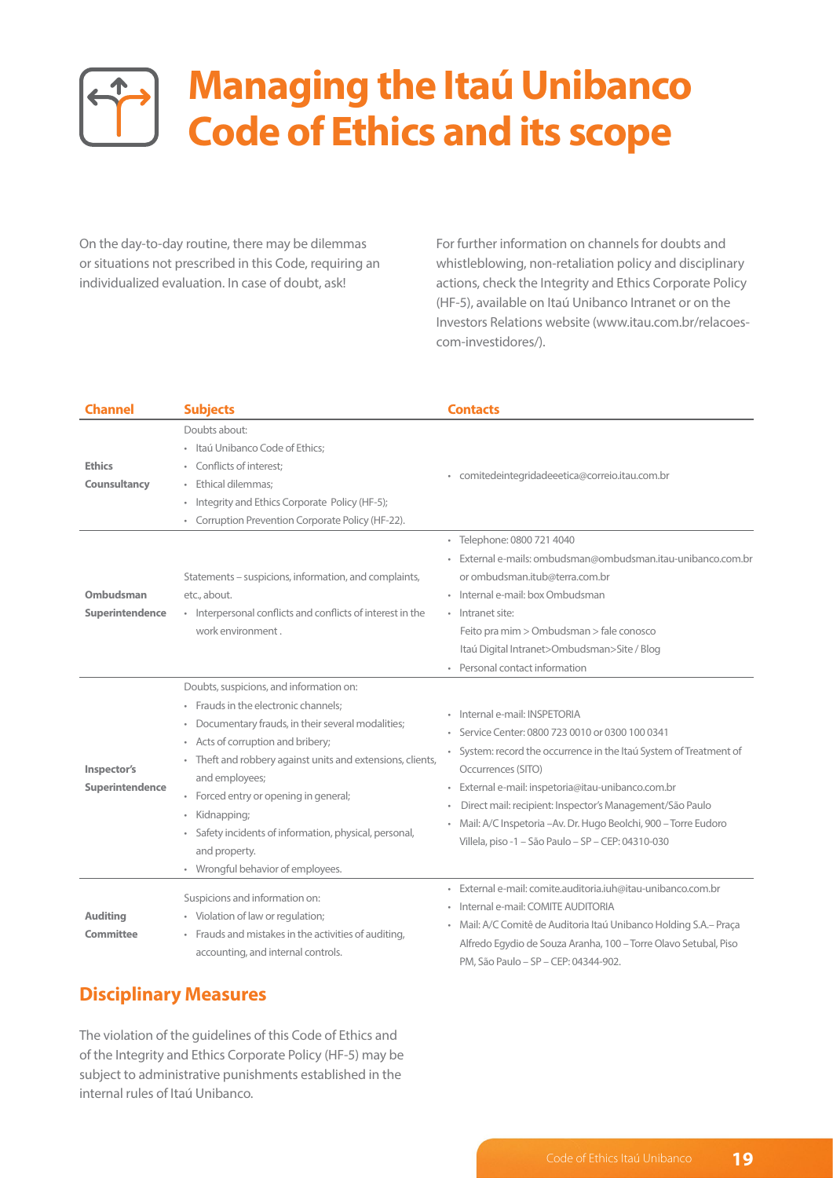# Managing the Itaú Unibanco Code of Ethics and its scope

On the day-to-day routine, there may be dilemmas or situations not prescribed in this Code, requiring an individualized evaluation. In case of doubt, ask!

For further information on channels for doubts and whistleblowing, non-retaliation policy and disciplinary actions, check the Integrity and Ethics Corporate Policy (HF-5), available on Itaú Unibanco Intranet or on the Investors Relations website (www.itau.com.br/relacoes-com-investidores/).

| Channel | Subjects | Contacts |
|---|---|---|
| **Ethics Counsultancy** | Doubts about:<br>• Itaú Unibanco Code of Ethics;<br>• Conflicts of interest;<br>• Ethical dilemmas;<br>• Integrity and Ethics Corporate Policy (HF-5);<br>• Corruption Prevention Corporate Policy (HF-22). | • comitedeintegridadeeetica@correio.itau.com.br |
| **Ombudsman Superintendence** | Statements – suspicions, information, and complaints, etc., about.<br>• Interpersonal conflicts and conflicts of interest in the work environment . | • Telephone: 0800 721 4040<br>• External e-mails: ombudsman@ombudsman.itau-unibanco.com.br or ombudsman.itub@terra.com.br<br>• Internal e-mail: box Ombudsman<br>• Intranet site:<br>Feito pra mim > Ombudsman > fale conosco<br>Itaú Digital Intranet>Ombudsman>Site / Blog<br>• Personal contact information |
| **Inspector's Superintendence** | Doubts, suspicions, and information on:<br>• Frauds in the electronic channels;<br>• Documentary frauds, in their several modalities;<br>• Acts of corruption and bribery;<br>• Theft and robbery against units and extensions, clients, and employees;<br>• Forced entry or opening in general;<br>• Kidnapping;<br>• Safety incidents of information, physical, personal, and property.<br>• Wrongful behavior of employees. | • Internal e-mail: INSPETORIA<br>• Service Center: 0800 723 0010 or 0300 100 0341<br>• System: record the occurrence in the Itaú System of Treatment of Occurrences (SITO)<br>• External e-mail: inspetoria@itau-unibanco.com.br<br>• Direct mail: recipient: Inspector's Management/São Paulo<br>• Mail: A/C Inspetoria –Av. Dr. Hugo Beolchi, 900 – Torre Eudoro Villela, piso -1 – São Paulo – SP – CEP: 04310-030 |
| **Auditing Committee** | Suspicions and information on:<br>• Violation of law or regulation;<br>• Frauds and mistakes in the activities of auditing, accounting, and internal controls. | • External e-mail: comite.auditoria.iuh@itau-unibanco.com.br<br>• Internal e-mail: COMITE AUDITORIA<br>• Mail: A/C Comitê de Auditoria Itaú Unibanco Holding S.A.– Praça Alfredo Egydio de Souza Aranha, 100 – Torre Olavo Setubal, Piso PM, São Paulo – SP – CEP: 04344-902. |

## Disciplinary Measures

The violation of the guidelines of this Code of Ethics and of the Integrity and Ethics Corporate Policy (HF-5) may be subject to administrative punishments established in the internal rules of Itaú Unibanco.